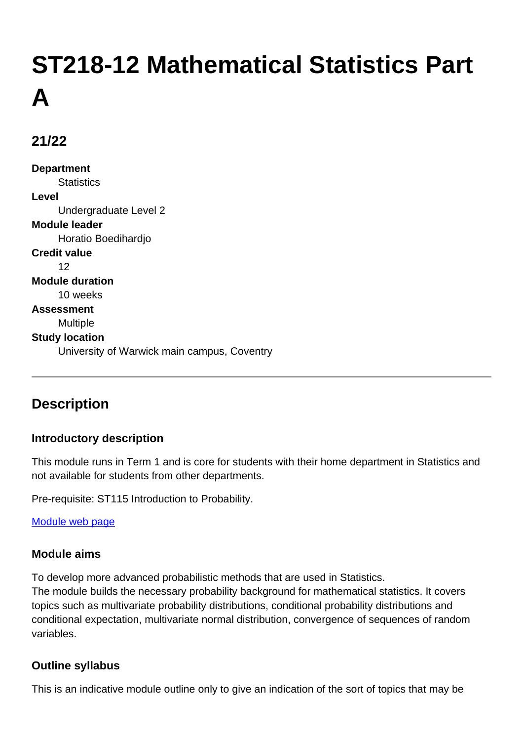# ST218-12 Mathematical Statistics Part A

## 21/22

**Department**
Statistics

**Level**
Undergraduate Level 2

**Module leader**
Horatio Boedihardjo

**Credit value**
12

**Module duration**
10 weeks

**Assessment**
Multiple

**Study location**
University of Warwick main campus, Coventry

---

## Description

### Introductory description

This module runs in Term 1 and is core for students with their home department in Statistics and not available for students from other departments.

Pre-requisite: ST115 Introduction to Probability.

[Module web page]

### Module aims

To develop more advanced probabilistic methods that are used in Statistics.
The module builds the necessary probability background for mathematical statistics. It covers topics such as multivariate probability distributions, conditional probability distributions and conditional expectation, multivariate normal distribution, convergence of sequences of random variables.

### Outline syllabus

This is an indicative module outline only to give an indication of the sort of topics that may be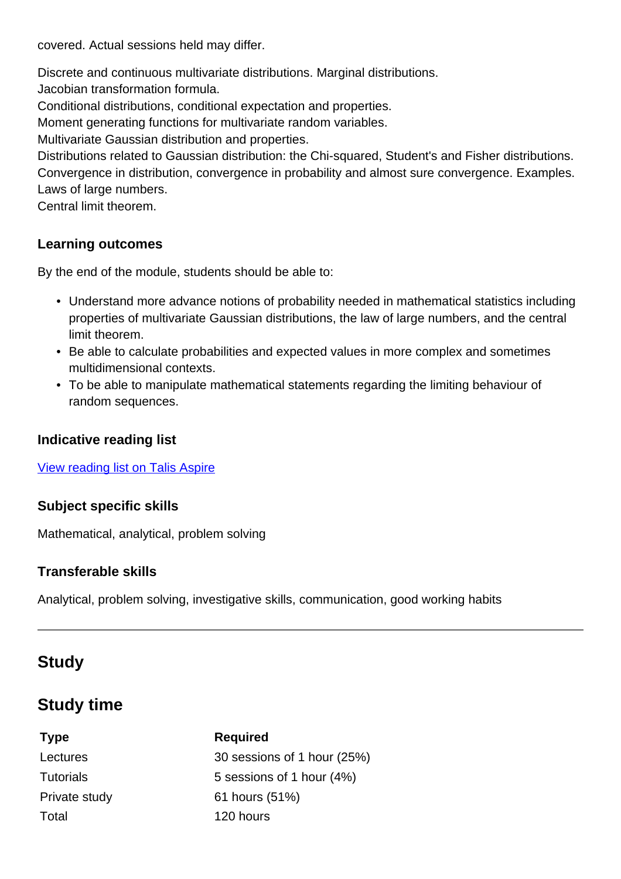covered. Actual sessions held may differ.

Discrete and continuous multivariate distributions. Marginal distributions.
Jacobian transformation formula.
Conditional distributions, conditional expectation and properties.
Moment generating functions for multivariate random variables.
Multivariate Gaussian distribution and properties.
Distributions related to Gaussian distribution: the Chi-squared, Student's and Fisher distributions.
Convergence in distribution, convergence in probability and almost sure convergence. Examples.
Laws of large numbers.
Central limit theorem.

### Learning outcomes

By the end of the module, students should be able to:

- Understand more advance notions of probability needed in mathematical statistics including properties of multivariate Gaussian distributions, the law of large numbers, and the central limit theorem.
- Be able to calculate probabilities and expected values in more complex and sometimes multidimensional contexts.
- To be able to manipulate mathematical statements regarding the limiting behaviour of random sequences.

### Indicative reading list

[View reading list on Talis Aspire]

### Subject specific skills

Mathematical, analytical, problem solving

### Transferable skills

Analytical, problem solving, investigative skills, communication, good working habits

---

## Study

## Study time

| Type | Required |
|---|---|
| Lectures | 30 sessions of 1 hour (25%) |
| Tutorials | 5 sessions of 1 hour (4%) |
| Private study | 61 hours (51%) |
| Total | 120 hours |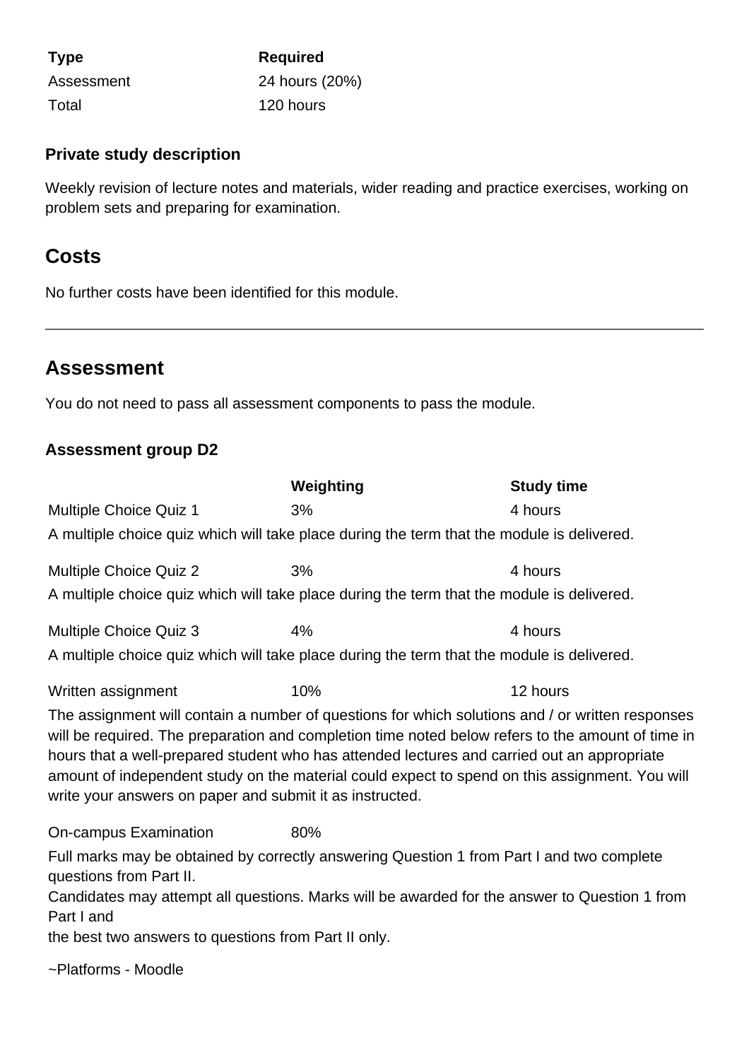| Type | Required |
| --- | --- |
| Assessment | 24 hours (20%) |
| Total | 120 hours |

### Private study description

Weekly revision of lecture notes and materials, wider reading and practice exercises, working on problem sets and preparing for examination.

## Costs

No further costs have been identified for this module.

---

## Assessment

You do not need to pass all assessment components to pass the module.

### Assessment group D2

| | Weighting | Study time |
| --- | --- | --- |
| Multiple Choice Quiz 1 | 3% | 4 hours |

A multiple choice quiz which will take place during the term that the module is delivered.

| | Weighting | Study time |
| --- | --- | --- |
| Multiple Choice Quiz 2 | 3% | 4 hours |

A multiple choice quiz which will take place during the term that the module is delivered.

| | Weighting | Study time |
| --- | --- | --- |
| Multiple Choice Quiz 3 | 4% | 4 hours |

A multiple choice quiz which will take place during the term that the module is delivered.

| | Weighting | Study time |
| --- | --- | --- |
| Written assignment | 10% | 12 hours |

The assignment will contain a number of questions for which solutions and / or written responses will be required. The preparation and completion time noted below refers to the amount of time in hours that a well-prepared student who has attended lectures and carried out an appropriate amount of independent study on the material could expect to spend on this assignment. You will write your answers on paper and submit it as instructed.

| | Weighting | Study time |
| --- | --- | --- |
| On-campus Examination | 80% | |

Full marks may be obtained by correctly answering Question 1 from Part I and two complete questions from Part II.
Candidates may attempt all questions. Marks will be awarded for the answer to Question 1 from Part I and
the best two answers to questions from Part II only.

~Platforms - Moodle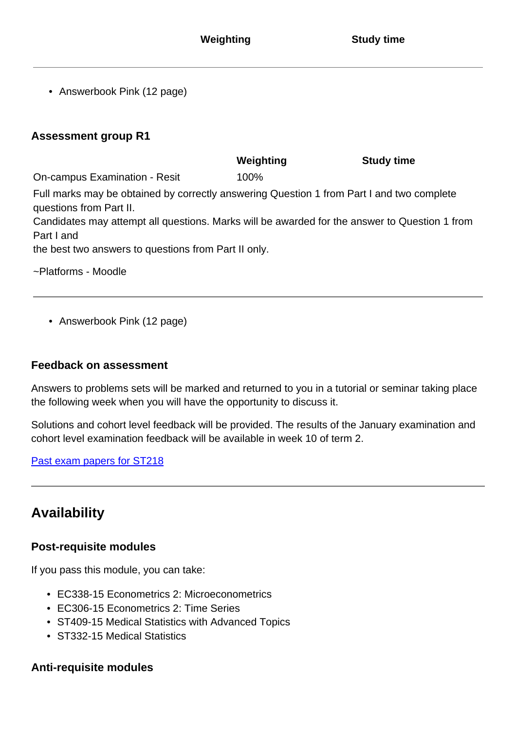| | Weighting | Study time |
|---|---|---|

- Answerbook Pink (12 page)

#### Assessment group R1

| | Weighting | Study time |
|---|---|---|
| On-campus Examination - Resit | 100% | |

Full marks may be obtained by correctly answering Question 1 from Part I and two complete questions from Part II.
Candidates may attempt all questions. Marks will be awarded for the answer to Question 1 from Part I and
the best two answers to questions from Part II only.

~Platforms - Moodle

- Answerbook Pink (12 page)

#### Feedback on assessment

Answers to problems sets will be marked and returned to you in a tutorial or seminar taking place the following week when you will have the opportunity to discuss it.

Solutions and cohort level feedback will be provided. The results of the January examination and cohort level examination feedback will be available in week 10 of term 2.

Past exam papers for ST218

## Availability

#### Post-requisite modules

If you pass this module, you can take:

- EC338-15 Econometrics 2: Microeconometrics
- EC306-15 Econometrics 2: Time Series
- ST409-15 Medical Statistics with Advanced Topics
- ST332-15 Medical Statistics

#### Anti-requisite modules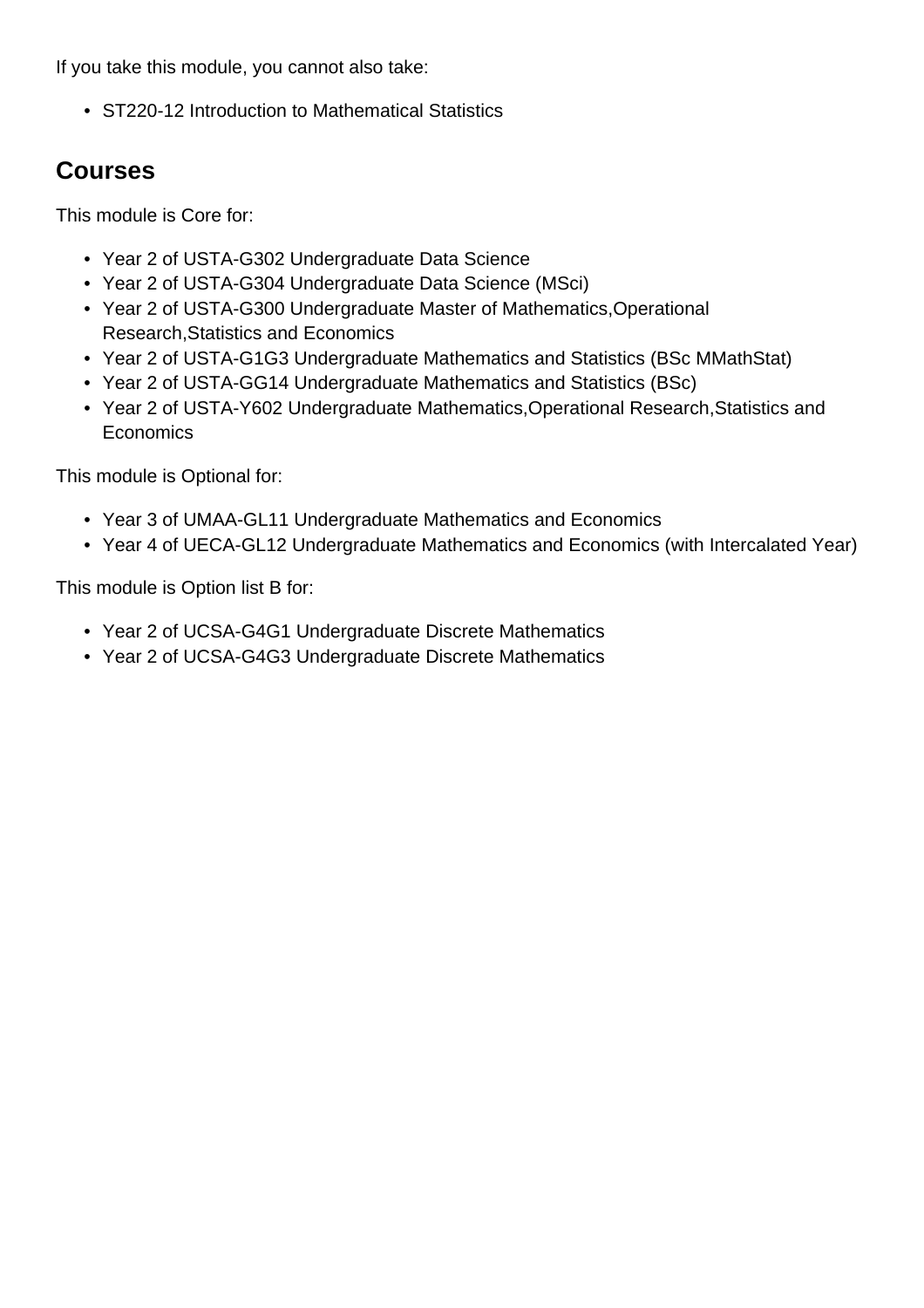If you take this module, you cannot also take:

- ST220-12 Introduction to Mathematical Statistics

## Courses

This module is Core for:

- Year 2 of USTA-G302 Undergraduate Data Science
- Year 2 of USTA-G304 Undergraduate Data Science (MSci)
- Year 2 of USTA-G300 Undergraduate Master of Mathematics,Operational Research,Statistics and Economics
- Year 2 of USTA-G1G3 Undergraduate Mathematics and Statistics (BSc MMathStat)
- Year 2 of USTA-GG14 Undergraduate Mathematics and Statistics (BSc)
- Year 2 of USTA-Y602 Undergraduate Mathematics,Operational Research,Statistics and Economics

This module is Optional for:

- Year 3 of UMAA-GL11 Undergraduate Mathematics and Economics
- Year 4 of UECA-GL12 Undergraduate Mathematics and Economics (with Intercalated Year)

This module is Option list B for:

- Year 2 of UCSA-G4G1 Undergraduate Discrete Mathematics
- Year 2 of UCSA-G4G3 Undergraduate Discrete Mathematics